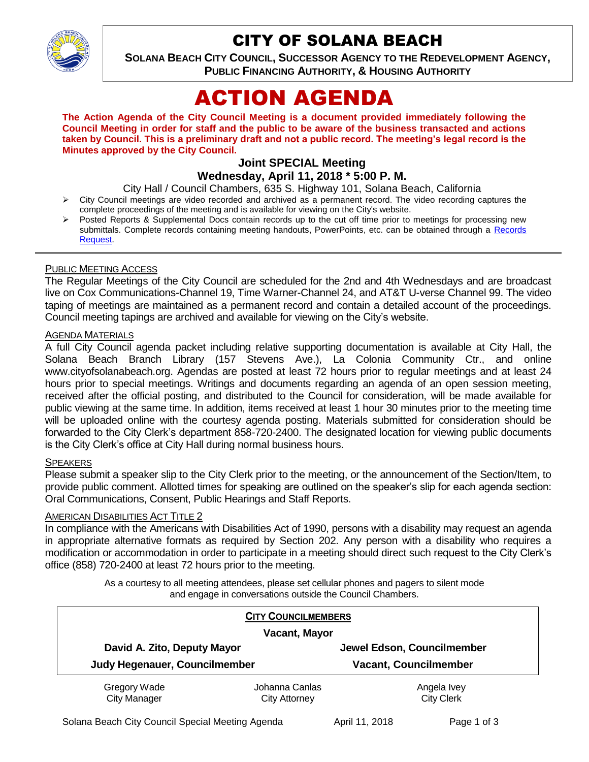# CITY OF SOLANA BEACH

**SOLANA BEACH CITY COUNCIL, SUCCESSOR AGENCY TO THE REDEVELOPMENT AGENCY, PUBLIC FINANCING AUTHORITY, & HOUSING AUTHORITY**

# ACTION AGENDA

**The Action Agenda of the City Council Meeting is a document provided immediately following the Council Meeting in order for staff and the public to be aware of the business transacted and actions taken by Council. This is a preliminary draft and not a public record. The meeting's legal record is the Minutes approved by the City Council.**

### Joint SPECIAL Meeting
### Wednesday, April 11, 2018 * 5:00 P. M.

City Hall / Council Chambers, 635 S. Highway 101, Solana Beach, California

- City Council meetings are video recorded and archived as a permanent record. The video recording captures the complete proceedings of the meeting and is available for viewing on the City's website.
- Posted Reports & Supplemental Docs contain records up to the cut off time prior to meetings for processing new submittals. Complete records containing meeting handouts, PowerPoints, etc. can be obtained through a Records Request.

---

PUBLIC MEETING ACCESS

The Regular Meetings of the City Council are scheduled for the 2nd and 4th Wednesdays and are broadcast live on Cox Communications-Channel 19, Time Warner-Channel 24, and AT&T U-verse Channel 99. The video taping of meetings are maintained as a permanent record and contain a detailed account of the proceedings. Council meeting tapings are archived and available for viewing on the City's website.

AGENDA MATERIALS

A full City Council agenda packet including relative supporting documentation is available at City Hall, the Solana Beach Branch Library (157 Stevens Ave.), La Colonia Community Ctr., and online www.cityofsolanabeach.org. Agendas are posted at least 72 hours prior to regular meetings and at least 24 hours prior to special meetings. Writings and documents regarding an agenda of an open session meeting, received after the official posting, and distributed to the Council for consideration, will be made available for public viewing at the same time. In addition, items received at least 1 hour 30 minutes prior to the meeting time will be uploaded online with the courtesy agenda posting. Materials submitted for consideration should be forwarded to the City Clerk's department 858-720-2400. The designated location for viewing public documents is the City Clerk's office at City Hall during normal business hours.

SPEAKERS

Please submit a speaker slip to the City Clerk prior to the meeting, or the announcement of the Section/Item, to provide public comment. Allotted times for speaking are outlined on the speaker's slip for each agenda section: Oral Communications, Consent, Public Hearings and Staff Reports.

AMERICAN DISABILITIES ACT TITLE 2

In compliance with the Americans with Disabilities Act of 1990, persons with a disability may request an agenda in appropriate alternative formats as required by Section 202. Any person with a disability who requires a modification or accommodation in order to participate in a meeting should direct such request to the City Clerk's office (858) 720-2400 at least 72 hours prior to the meeting.

As a courtesy to all meeting attendees, please set cellular phones and pagers to silent mode and engage in conversations outside the Council Chambers.

**CITY COUNCILMEMBERS**

**Vacant, Mayor**

| | |
|---|---|
| **David A. Zito, Deputy Mayor** | **Jewel Edson, Councilmember** |
| **Judy Hegenauer, Councilmember** | **Vacant, Councilmember** |

| | | |
|---|---|---|
| Gregory Wade<br>City Manager | Johanna Canlas<br>City Attorney | Angela Ivey<br>City Clerk |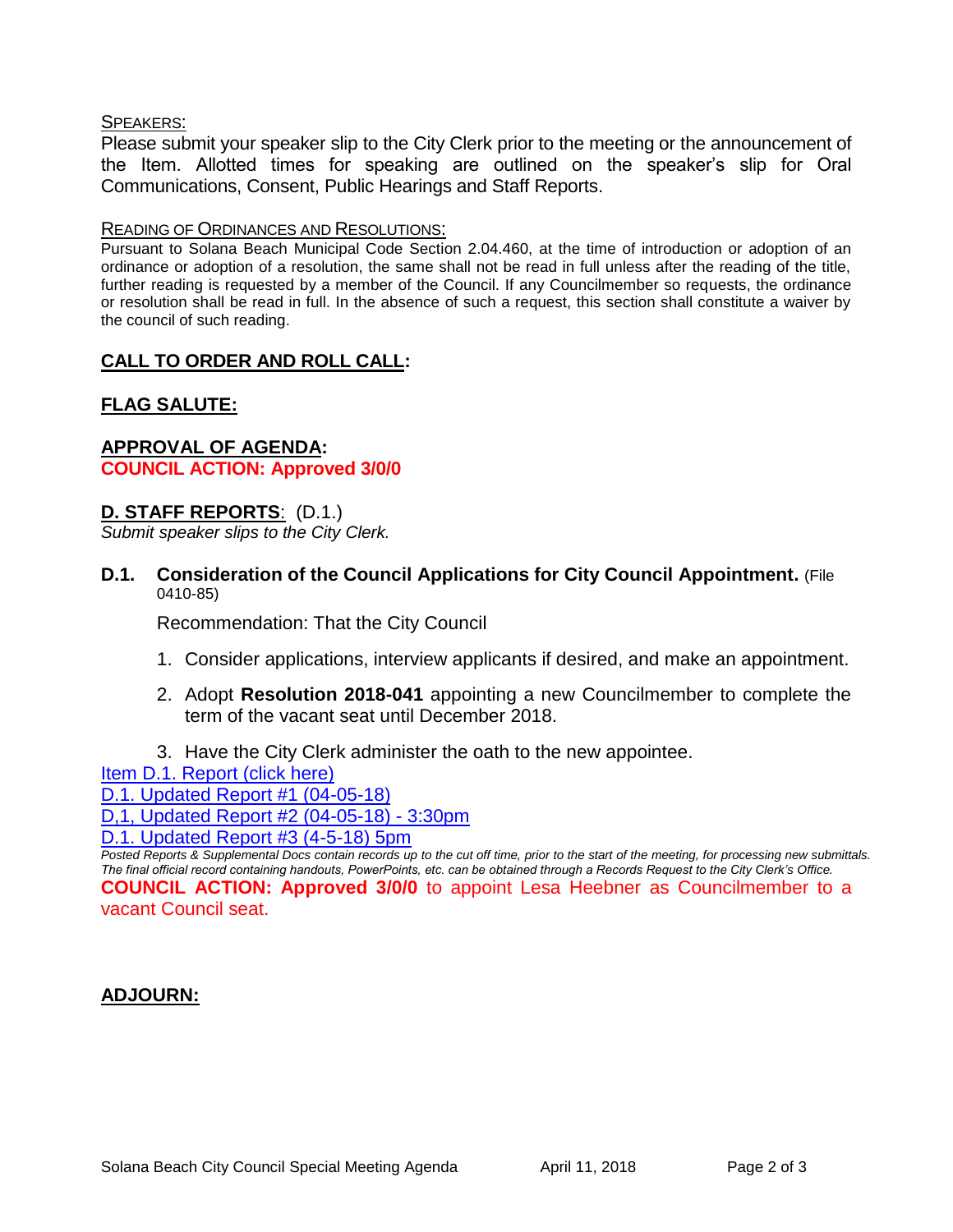SPEAKERS:

Please submit your speaker slip to the City Clerk prior to the meeting or the announcement of the Item. Allotted times for speaking are outlined on the speaker's slip for Oral Communications, Consent, Public Hearings and Staff Reports.

READING OF ORDINANCES AND RESOLUTIONS:

Pursuant to Solana Beach Municipal Code Section 2.04.460, at the time of introduction or adoption of an ordinance or adoption of a resolution, the same shall not be read in full unless after the reading of the title, further reading is requested by a member of the Council. If any Councilmember so requests, the ordinance or resolution shall be read in full. In the absence of such a request, this section shall constitute a waiver by the council of such reading.

## CALL TO ORDER AND ROLL CALL:

## FLAG SALUTE:

## APPROVAL OF AGENDA:

**COUNCIL ACTION: Approved 3/0/0**

## D. STAFF REPORTS: (D.1.)

*Submit speaker slips to the City Clerk.*

### D.1. Consideration of the Council Applications for City Council Appointment. (File 0410-85)

Recommendation: That the City Council

1. Consider applications, interview applicants if desired, and make an appointment.
2. Adopt **Resolution 2018-041** appointing a new Councilmember to complete the term of the vacant seat until December 2018.
3. Have the City Clerk administer the oath to the new appointee.

Item D.1. Report (click here)

D.1. Updated Report #1 (04-05-18)

D,1, Updated Report #2 (04-05-18) - 3:30pm

D.1. Updated Report #3 (4-5-18) 5pm

*Posted Reports & Supplemental Docs contain records up to the cut off time, prior to the start of the meeting, for processing new submittals. The final official record containing handouts, PowerPoints, etc. can be obtained through a Records Request to the City Clerk's Office.*

**COUNCIL ACTION: Approved 3/0/0** to appoint Lesa Heebner as Councilmember to a vacant Council seat.

## ADJOURN: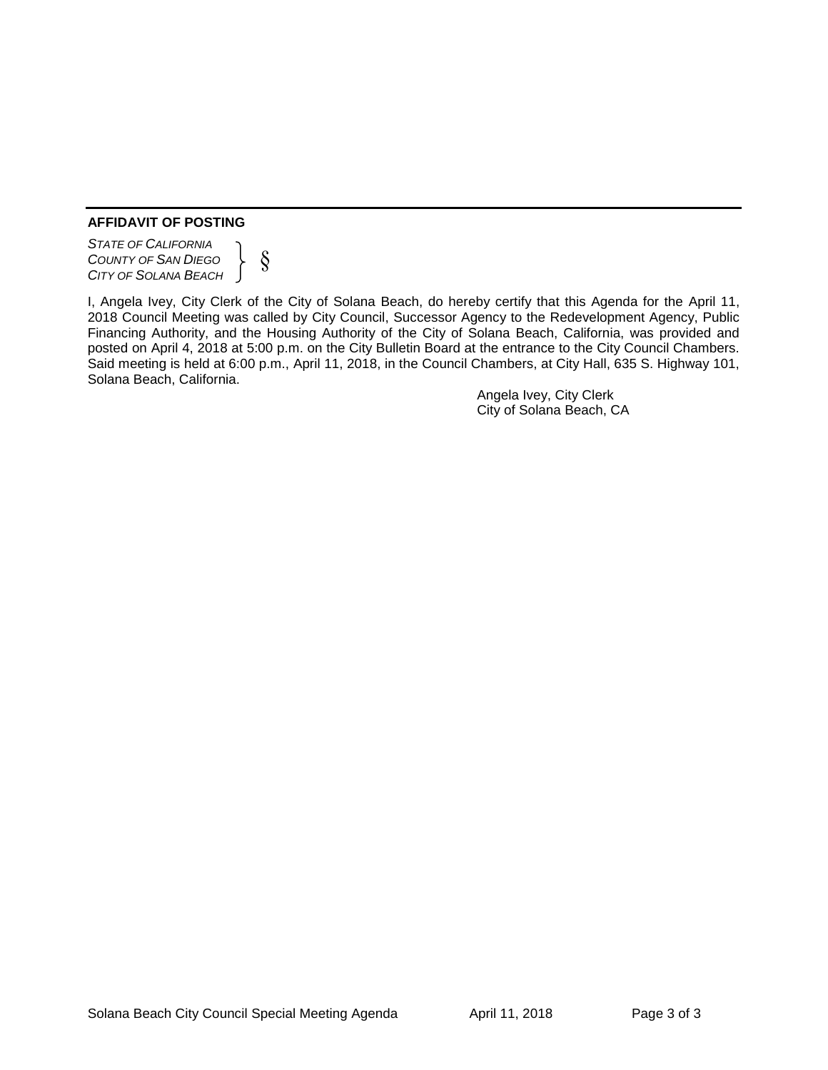---

**AFFIDAVIT OF POSTING**

*STATE OF CALIFORNIA*
*COUNTY OF SAN DIEGO* } §
*CITY OF SOLANA BEACH*

I, Angela Ivey, City Clerk of the City of Solana Beach, do hereby certify that this Agenda for the April 11, 2018 Council Meeting was called by City Council, Successor Agency to the Redevelopment Agency, Public Financing Authority, and the Housing Authority of the City of Solana Beach, California, was provided and posted on April 4, 2018 at 5:00 p.m. on the City Bulletin Board at the entrance to the City Council Chambers. Said meeting is held at 6:00 p.m., April 11, 2018, in the Council Chambers, at City Hall, 635 S. Highway 101, Solana Beach, California.

Angela Ivey, City Clerk
City of Solana Beach, CA